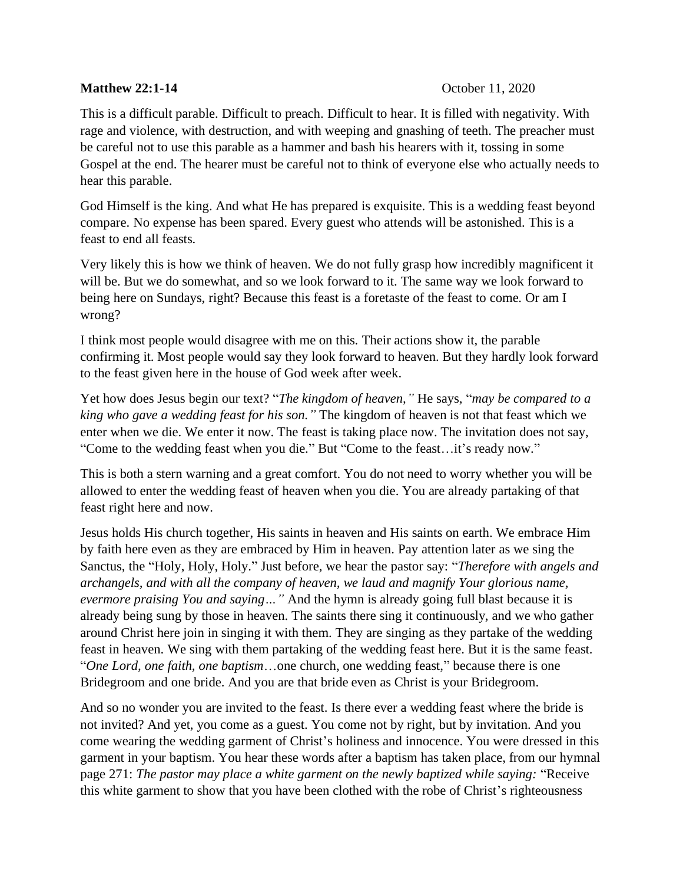**Matthew 22:1-14** October 11, 2020

This is a difficult parable. Difficult to preach. Difficult to hear. It is filled with negativity. With rage and violence, with destruction, and with weeping and gnashing of teeth. The preacher must be careful not to use this parable as a hammer and bash his hearers with it, tossing in some Gospel at the end. The hearer must be careful not to think of everyone else who actually needs to hear this parable.

God Himself is the king. And what He has prepared is exquisite. This is a wedding feast beyond compare. No expense has been spared. Every guest who attends will be astonished. This is a feast to end all feasts.

Very likely this is how we think of heaven. We do not fully grasp how incredibly magnificent it will be. But we do somewhat, and so we look forward to it. The same way we look forward to being here on Sundays, right? Because this feast is a foretaste of the feast to come. Or am I wrong?

I think most people would disagree with me on this. Their actions show it, the parable confirming it. Most people would say they look forward to heaven. But they hardly look forward to the feast given here in the house of God week after week.

Yet how does Jesus begin our text? "*The kingdom of heaven,"* He says, "*may be compared to a king who gave a wedding feast for his son."* The kingdom of heaven is not that feast which we enter when we die. We enter it now. The feast is taking place now. The invitation does not say, "Come to the wedding feast when you die." But "Come to the feast…it's ready now."

This is both a stern warning and a great comfort. You do not need to worry whether you will be allowed to enter the wedding feast of heaven when you die. You are already partaking of that feast right here and now.

Jesus holds His church together, His saints in heaven and His saints on earth. We embrace Him by faith here even as they are embraced by Him in heaven. Pay attention later as we sing the Sanctus, the "Holy, Holy, Holy." Just before, we hear the pastor say: "*Therefore with angels and archangels, and with all the company of heaven, we laud and magnify Your glorious name, evermore praising You and saying…"* And the hymn is already going full blast because it is already being sung by those in heaven. The saints there sing it continuously, and we who gather around Christ here join in singing it with them. They are singing as they partake of the wedding feast in heaven. We sing with them partaking of the wedding feast here. But it is the same feast. "*One Lord, one faith, one baptism*…one church, one wedding feast," because there is one Bridegroom and one bride. And you are that bride even as Christ is your Bridegroom.

And so no wonder you are invited to the feast. Is there ever a wedding feast where the bride is not invited? And yet, you come as a guest. You come not by right, but by invitation. And you come wearing the wedding garment of Christ's holiness and innocence. You were dressed in this garment in your baptism. You hear these words after a baptism has taken place, from our hymnal page 271: *The pastor may place a white garment on the newly baptized while saying:* "Receive this white garment to show that you have been clothed with the robe of Christ's righteousness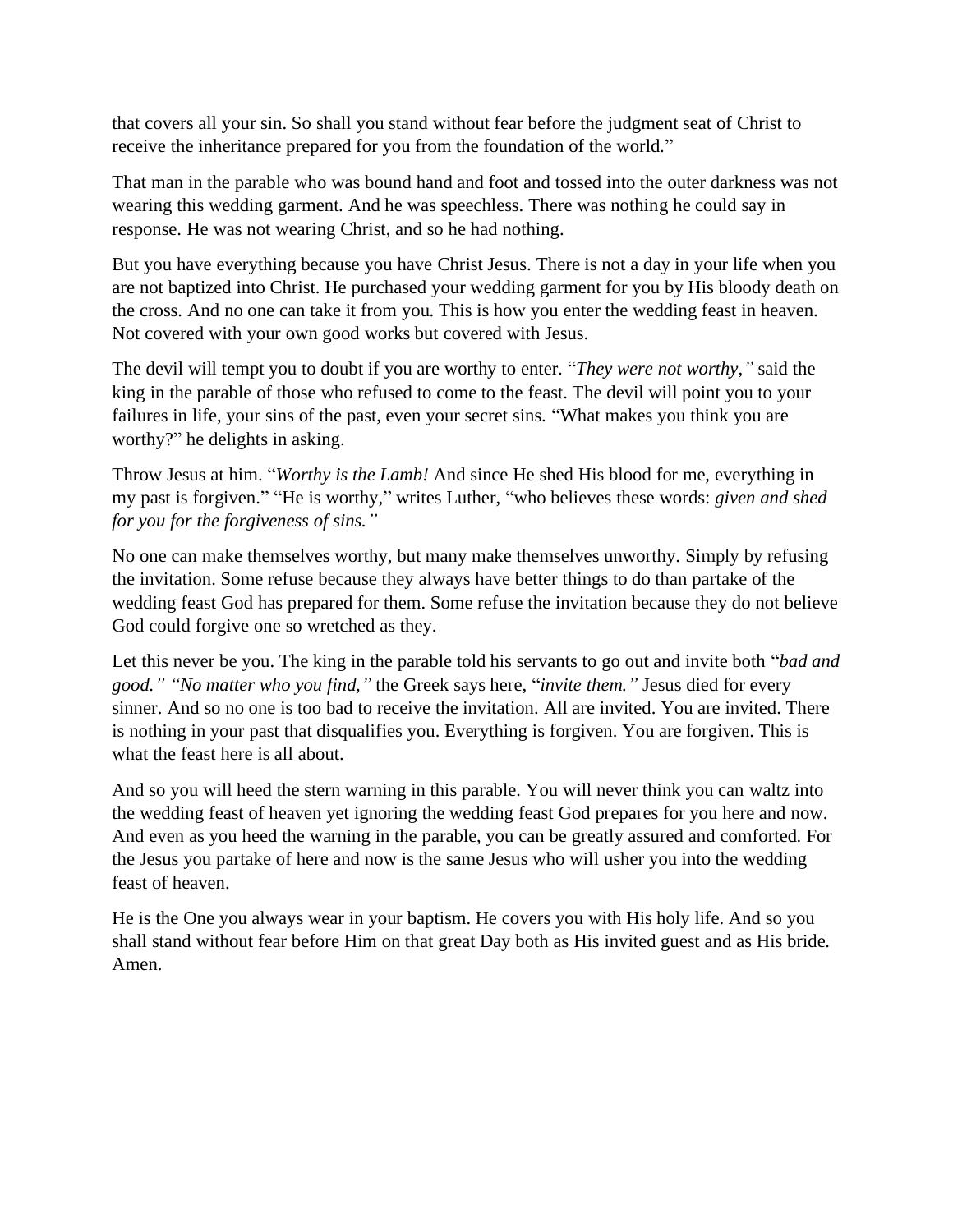that covers all your sin. So shall you stand without fear before the judgment seat of Christ to receive the inheritance prepared for you from the foundation of the world."

That man in the parable who was bound hand and foot and tossed into the outer darkness was not wearing this wedding garment. And he was speechless. There was nothing he could say in response. He was not wearing Christ, and so he had nothing.

But you have everything because you have Christ Jesus. There is not a day in your life when you are not baptized into Christ. He purchased your wedding garment for you by His bloody death on the cross. And no one can take it from you. This is how you enter the wedding feast in heaven. Not covered with your own good works but covered with Jesus.

The devil will tempt you to doubt if you are worthy to enter. "*They were not worthy,"* said the king in the parable of those who refused to come to the feast. The devil will point you to your failures in life, your sins of the past, even your secret sins. "What makes you think you are worthy?" he delights in asking.

Throw Jesus at him. "*Worthy is the Lamb!* And since He shed His blood for me, everything in my past is forgiven." "He is worthy," writes Luther, "who believes these words: *given and shed for you for the forgiveness of sins."*

No one can make themselves worthy, but many make themselves unworthy. Simply by refusing the invitation. Some refuse because they always have better things to do than partake of the wedding feast God has prepared for them. Some refuse the invitation because they do not believe God could forgive one so wretched as they.

Let this never be you. The king in the parable told his servants to go out and invite both "*bad and good." "No matter who you find,"* the Greek says here, "*invite them."* Jesus died for every sinner. And so no one is too bad to receive the invitation. All are invited. You are invited. There is nothing in your past that disqualifies you. Everything is forgiven. You are forgiven. This is what the feast here is all about.

And so you will heed the stern warning in this parable. You will never think you can waltz into the wedding feast of heaven yet ignoring the wedding feast God prepares for you here and now. And even as you heed the warning in the parable, you can be greatly assured and comforted. For the Jesus you partake of here and now is the same Jesus who will usher you into the wedding feast of heaven.

He is the One you always wear in your baptism. He covers you with His holy life. And so you shall stand without fear before Him on that great Day both as His invited guest and as His bride. Amen.